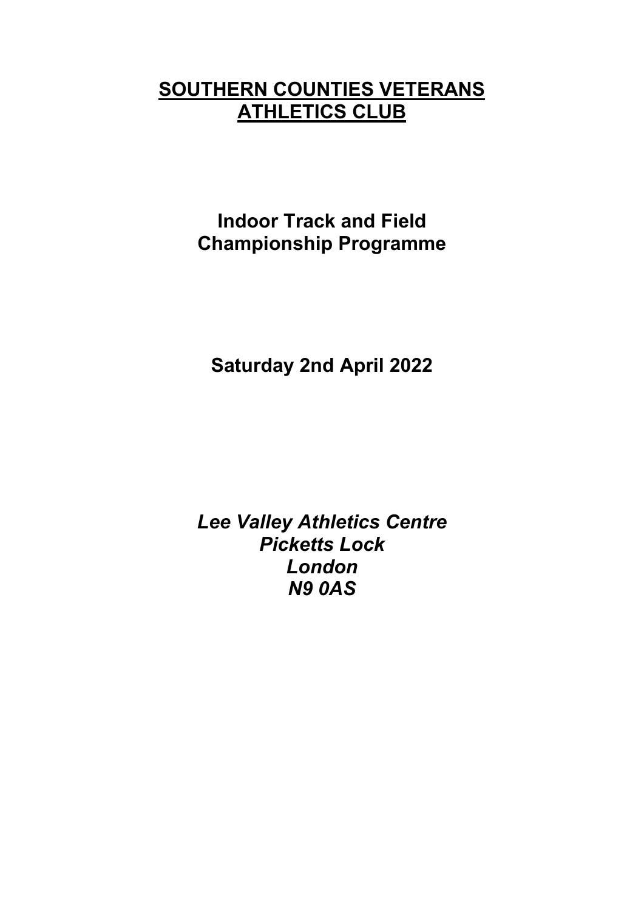# **SOUTHERN COUNTIES VETERANS ATHLETICS CLUB**

## Indoor Track and Field Championship Programme

## Saturday 2nd April 2022

***Lee Valley Athletics Centre***
***Picketts Lock***
***London***
***N9 0AS***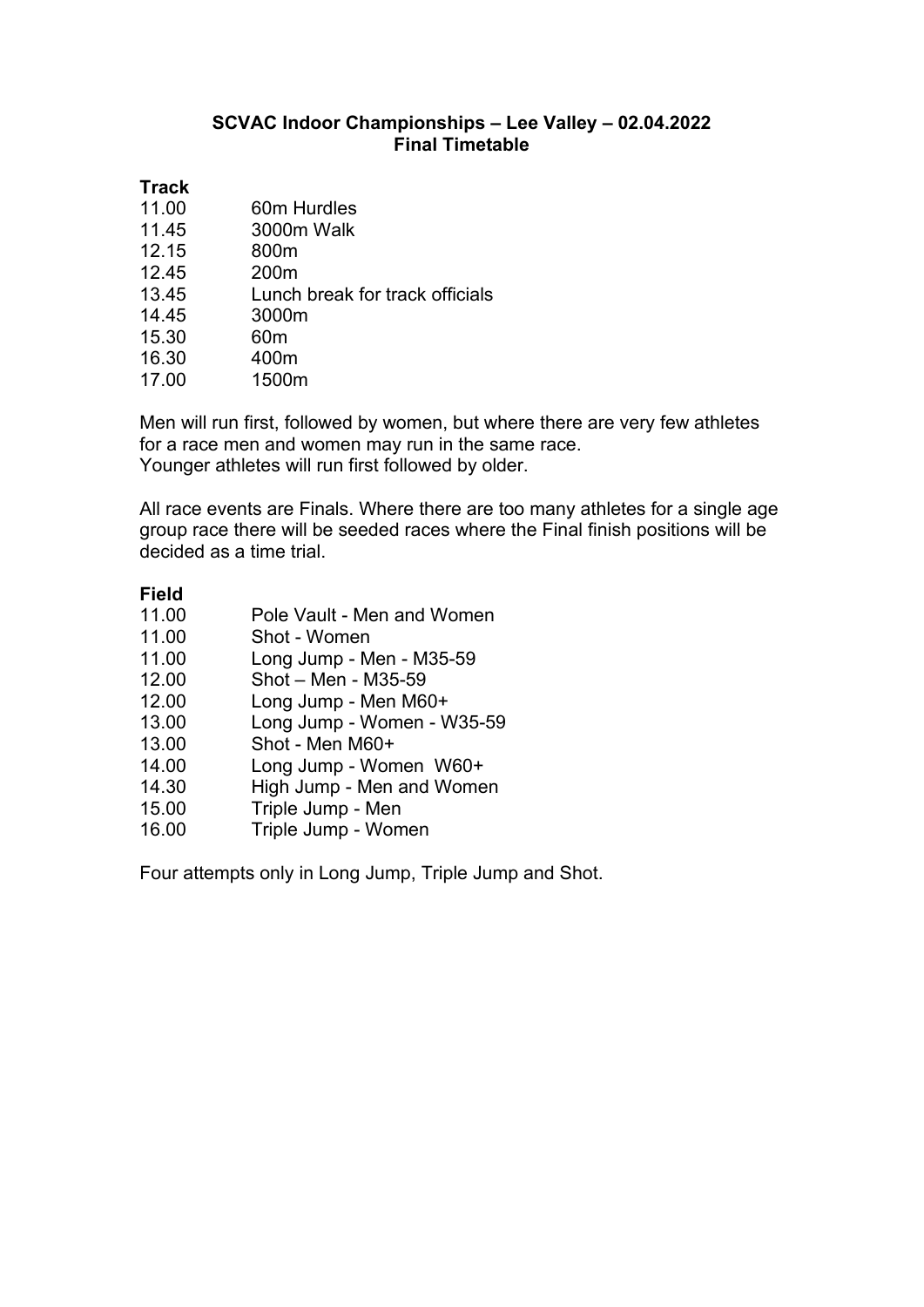**SCVAC Indoor Championships – Lee Valley – 02.04.2022**
**Final Timetable**

**Track**

| | |
|---|---|
| 11.00 | 60m Hurdles |
| 11.45 | 3000m Walk |
| 12.15 | 800m |
| 12.45 | 200m |
| 13.45 | Lunch break for track officials |
| 14.45 | 3000m |
| 15.30 | 60m |
| 16.30 | 400m |
| 17.00 | 1500m |

Men will run first, followed by women, but where there are very few athletes for a race men and women may run in the same race.
Younger athletes will run first followed by older.

All race events are Finals. Where there are too many athletes for a single age group race there will be seeded races where the Final finish positions will be decided as a time trial.

**Field**

| | |
|---|---|
| 11.00 | Pole Vault - Men and Women |
| 11.00 | Shot - Women |
| 11.00 | Long Jump - Men - M35-59 |
| 12.00 | Shot – Men - M35-59 |
| 12.00 | Long Jump - Men M60+ |
| 13.00 | Long Jump - Women - W35-59 |
| 13.00 | Shot - Men M60+ |
| 14.00 | Long Jump - Women W60+ |
| 14.30 | High Jump - Men and Women |
| 15.00 | Triple Jump - Men |
| 16.00 | Triple Jump - Women |

Four attempts only in Long Jump, Triple Jump and Shot.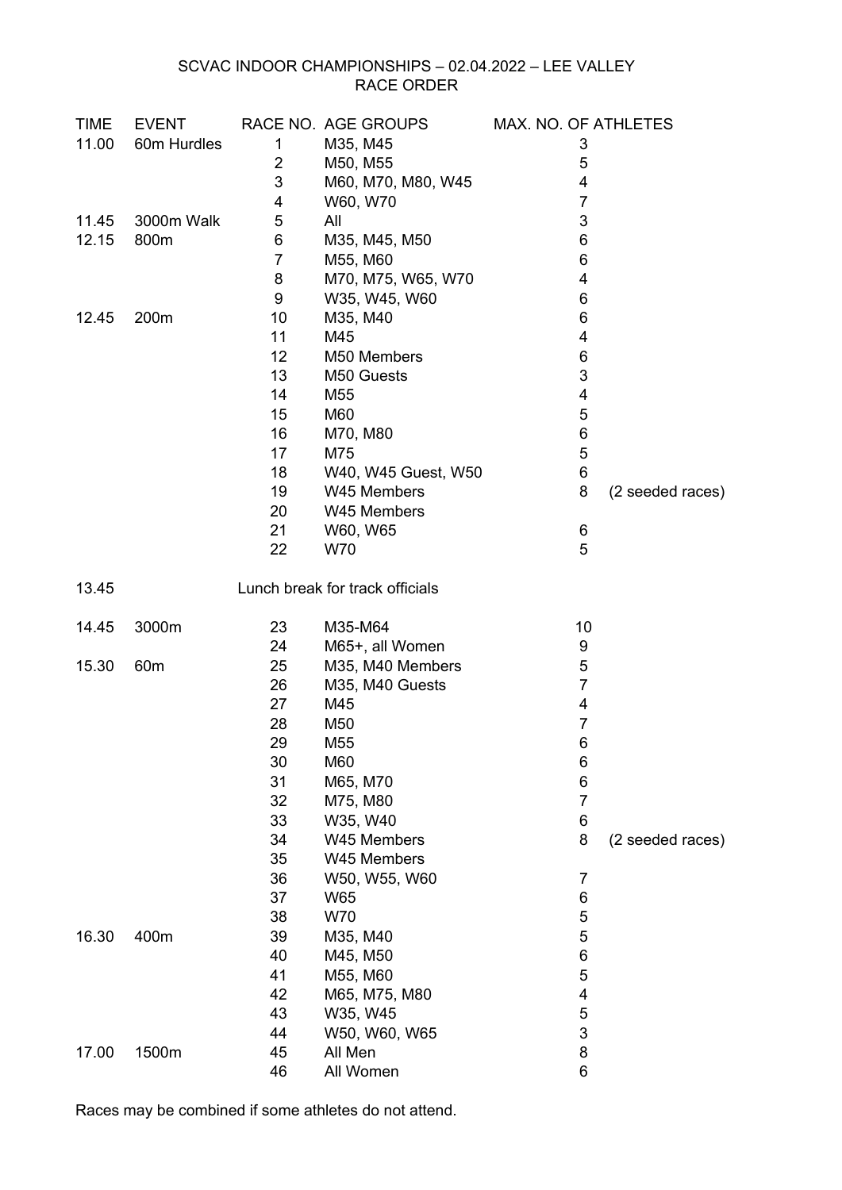SCVAC INDOOR CHAMPIONSHIPS – 02.04.2022 – LEE VALLEY
RACE ORDER

| TIME | EVENT | RACE NO. | AGE GROUPS | MAX. NO. OF ATHLETES | |
|---|---|---|---|---|---|
| 11.00 | 60m Hurdles | 1 | M35, M45 | 3 | |
| | | 2 | M50, M55 | 5 | |
| | | 3 | M60, M70, M80, W45 | 4 | |
| | | 4 | W60, W70 | 7 | |
| 11.45 | 3000m Walk | 5 | All | 3 | |
| 12.15 | 800m | 6 | M35, M45, M50 | 6 | |
| | | 7 | M55, M60 | 6 | |
| | | 8 | M70, M75, W65, W70 | 4 | |
| | | 9 | W35, W45, W60 | 6 | |
| 12.45 | 200m | 10 | M35, M40 | 6 | |
| | | 11 | M45 | 4 | |
| | | 12 | M50 Members | 6 | |
| | | 13 | M50 Guests | 3 | |
| | | 14 | M55 | 4 | |
| | | 15 | M60 | 5 | |
| | | 16 | M70, M80 | 6 | |
| | | 17 | M75 | 5 | |
| | | 18 | W40, W45 Guest, W50 | 6 | |
| | | 19 | W45 Members | 8 | (2 seeded races) |
| | | 20 | W45 Members | | |
| | | 21 | W60, W65 | 6 | |
| | | 22 | W70 | 5 | |
| 13.45 | | | Lunch break for track officials | | |
| 14.45 | 3000m | 23 | M35-M64 | 10 | |
| | | 24 | M65+, all Women | 9 | |
| 15.30 | 60m | 25 | M35, M40 Members | 5 | |
| | | 26 | M35, M40 Guests | 7 | |
| | | 27 | M45 | 4 | |
| | | 28 | M50 | 7 | |
| | | 29 | M55 | 6 | |
| | | 30 | M60 | 6 | |
| | | 31 | M65, M70 | 6 | |
| | | 32 | M75, M80 | 7 | |
| | | 33 | W35, W40 | 6 | |
| | | 34 | W45 Members | 8 | (2 seeded races) |
| | | 35 | W45 Members | | |
| | | 36 | W50, W55, W60 | 7 | |
| | | 37 | W65 | 6 | |
| | | 38 | W70 | 5 | |
| 16.30 | 400m | 39 | M35, M40 | 5 | |
| | | 40 | M45, M50 | 6 | |
| | | 41 | M55, M60 | 5 | |
| | | 42 | M65, M75, M80 | 4 | |
| | | 43 | W35, W45 | 5 | |
| | | 44 | W50, W60, W65 | 3 | |
| 17.00 | 1500m | 45 | All Men | 8 | |
| | | 46 | All Women | 6 | |

Races may be combined if some athletes do not attend.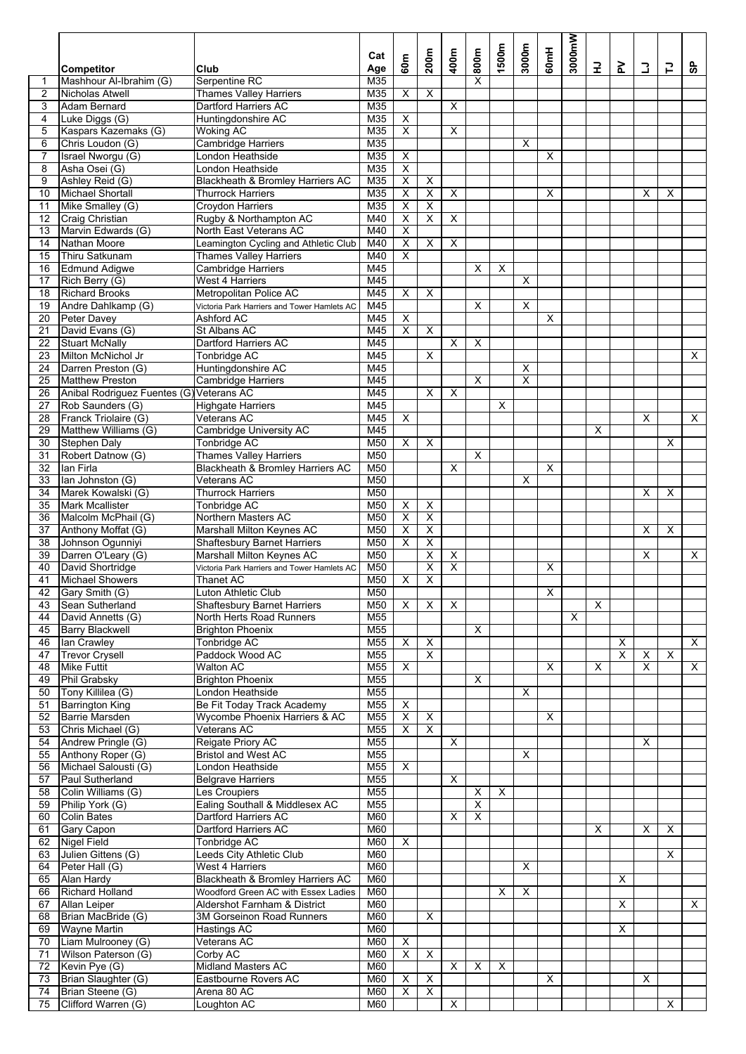| | Competitor | Club | Cat Age | 60m | 200m | 400m | 800m | 1500m | 3000m | 60mH | 3000mW | HJ | PV | LJ | TJ | SP |
|---|---|---|---|---|---|---|---|---|---|---|---|---|---|---|---|---|
| 1 | Mashhour Al-Ibrahim (G) | Serpentine RC | M35 | | | | X | | | | | | | | | |
| 2 | Nicholas Atwell | Thames Valley Harriers | M35 | X | X | | | | | | | | | | | |
| 3 | Adam Bernard | Dartford Harriers AC | M35 | | | X | | | | | | | | | | |
| 4 | Luke Diggs (G) | Huntingdonshire AC | M35 | X | | | | | | | | | | | | |
| 5 | Kaspars Kazemaks (G) | Woking AC | M35 | X | | X | | | | | | | | | | |
| 6 | Chris Loudon (G) | Cambridge Harriers | M35 | | | | | | X | | | | | | | |
| 7 | Israel Nworgu (G) | London Heathside | M35 | X | | | | | | X | | | | | | |
| 8 | Asha Osei (G) | London Heathside | M35 | X | | | | | | | | | | | | |
| 9 | Ashley Reid (G) | Blackheath & Bromley Harriers AC | M35 | X | X | | | | | | | | | | | |
| 10 | Michael Shortall | Thurrock Harriers | M35 | X | X | X | | | | X | | | | X | X | |
| 11 | Mike Smalley (G) | Croydon Harriers | M35 | X | X | | | | | | | | | | | |
| 12 | Craig Christian | Rugby & Northampton AC | M40 | X | X | X | | | | | | | | | | |
| 13 | Marvin Edwards (G) | North East Veterans AC | M40 | X | | | | | | | | | | | | |
| 14 | Nathan Moore | Leamington Cycling and Athletic Club | M40 | X | X | X | | | | | | | | | | |
| 15 | Thiru Satkunam | Thames Valley Harriers | M40 | X | | | | | | | | | | | | |
| 16 | Edmund Adigwe | Cambridge Harriers | M45 | | | | X | X | | | | | | | | |
| 17 | Rich Berry (G) | West 4 Harriers | M45 | | | | | | X | | | | | | | |
| 18 | Richard Brooks | Metropolitan Police AC | M45 | X | X | | | | | | | | | | | |
| 19 | Andre Dahlkamp (G) | Victoria Park Harriers and Tower Hamlets AC | M45 | | | | X | | X | | | | | | | |
| 20 | Peter Davey | Ashford AC | M45 | X | | | | | | X | | | | | | |
| 21 | David Evans (G) | St Albans AC | M45 | X | X | | | | | | | | | | | |
| 22 | Stuart McNally | Dartford Harriers AC | M45 | | | X | X | | | | | | | | | |
| 23 | Milton McNichol Jr | Tonbridge AC | M45 | | X | | | | | | | | | | | X |
| 24 | Darren Preston (G) | Huntingdonshire AC | M45 | | | | | | X | | | | | | | |
| 25 | Matthew Preston | Cambridge Harriers | M45 | | | | X | | X | | | | | | | |
| 26 | Anibal Rodriguez Fuentes (G) | Veterans AC | M45 | | X | X | | | | | | | | | | |
| 27 | Rob Saunders (G) | Highgate Harriers | M45 | | | | | X | | | | | | | | |
| 28 | Franck Triolaire (G) | Veterans AC | M45 | X | | | | | | | | | | X | | X |
| 29 | Matthew Williams (G) | Cambridge University AC | M45 | | | | | | | | | X | | | | |
| 30 | Stephen Daly | Tonbridge AC | M50 | X | X | | | | | | | | | | X | |
| 31 | Robert Datnow (G) | Thames Valley Harriers | M50 | | | | X | | | | | | | | | |
| 32 | Ian Firla | Blackheath & Bromley Harriers AC | M50 | | | X | | | | X | | | | | | |
| 33 | Ian Johnston (G) | Veterans AC | M50 | | | | | | X | | | | | | | |
| 34 | Marek Kowalski (G) | Thurrock Harriers | M50 | | | | | | | | | | | X | X | |
| 35 | Mark Mcallister | Tonbridge AC | M50 | X | X | | | | | | | | | | | |
| 36 | Malcolm McPhail (G) | Northern Masters AC | M50 | X | X | | | | | | | | | | | |
| 37 | Anthony Moffat (G) | Marshall Milton Keynes AC | M50 | X | X | | | | | | | | | X | X | |
| 38 | Johnson Ogunniyi | Shaftesbury Barnet Harriers | M50 | X | X | | | | | | | | | | | |
| 39 | Darren O'Leary (G) | Marshall Milton Keynes AC | M50 | | X | X | | | | | | | | X | | X |
| 40 | David Shortridge | Victoria Park Harriers and Tower Hamlets AC | M50 | | X | X | | | | X | | | | | | |
| 41 | Michael Showers | Thanet AC | M50 | X | X | | | | | | | | | | | |
| 42 | Gary Smith (G) | Luton Athletic Club | M50 | | | | | | | X | | | | | | |
| 43 | Sean Sutherland | Shaftesbury Barnet Harriers | M50 | X | X | X | | | | | | X | | | | |
| 44 | David Annetts (G) | North Herts Road Runners | M55 | | | | | | | | X | | | | | |
| 45 | Barry Blackwell | Brighton Phoenix | M55 | | | | X | | | | | | | | | |
| 46 | Ian Crawley | Tonbridge AC | M55 | X | X | | | | | | | | X | | | X |
| 47 | Trevor Crysell | Paddock Wood AC | M55 | | X | | | | | | | | X | X | X | |
| 48 | Mike Futtit | Walton AC | M55 | X | | | | | | X | | X | | X | | X |
| 49 | Phil Grabsky | Brighton Phoenix | M55 | | | | X | | | | | | | | | |
| 50 | Tony Killilea (G) | London Heathside | M55 | | | | | | X | | | | | | | |
| 51 | Barrington King | Be Fit Today Track Academy | M55 | X | | | | | | | | | | | | |
| 52 | Barrie Marsden | Wycombe Phoenix Harriers & AC | M55 | X | X | | | | | X | | | | | | |
| 53 | Chris Michael (G) | Veterans AC | M55 | X | X | | | | | | | | | | | |
| 54 | Andrew Pringle (G) | Reigate Priory AC | M55 | | | X | | | | | | | | X | | |
| 55 | Anthony Roper (G) | Bristol and West AC | M55 | | | | | | X | | | | | | | |
| 56 | Michael Salousti (G) | London Heathside | M55 | X | | | | | | | | | | | | |
| 57 | Paul Sutherland | Belgrave Harriers | M55 | | | X | | | | | | | | | | |
| 58 | Colin Williams (G) | Les Croupiers | M55 | | | | X | X | | | | | | | | |
| 59 | Philip York (G) | Ealing Southall & Middlesex AC | M55 | | | | X | | | | | | | | | |
| 60 | Colin Bates | Dartford Harriers AC | M60 | | | X | X | | | | | | | | | |
| 61 | Gary Capon | Dartford Harriers AC | M60 | | | | | | | | | X | | X | X | |
| 62 | Nigel Field | Tonbridge AC | M60 | X | | | | | | | | | | | | |
| 63 | Julien Gittens (G) | Leeds City Athletic Club | M60 | | | | | | | | | | | | X | |
| 64 | Peter Hall (G) | West 4 Harriers | M60 | | | | | | X | | | | | | | |
| 65 | Alan Hardy | Blackheath & Bromley Harriers AC | M60 | | | | | | | | | | X | | | |
| 66 | Richard Holland | Woodford Green AC with Essex Ladies | M60 | | | | | X | X | | | | | | | |
| 67 | Allan Leiper | Aldershot Farnham & District | M60 | | | | | | | | | | X | | | X |
| 68 | Brian MacBride (G) | 3M Gorseinon Road Runners | M60 | | X | | | | | | | | | | | |
| 69 | Wayne Martin | Hastings AC | M60 | | | | | | | | | | X | | | |
| 70 | Liam Mulrooney (G) | Veterans AC | M60 | X | | | | | | | | | | | | |
| 71 | Wilson Paterson (G) | Corby AC | M60 | X | X | | | | | | | | | | | |
| 72 | Kevin Pye (G) | Midland Masters AC | M60 | | | X | X | X | | | | | | | | |
| 73 | Brian Slaughter (G) | Eastbourne Rovers AC | M60 | X | X | | | | | X | | | | X | | |
| 74 | Brian Steene (G) | Arena 80 AC | M60 | X | X | | | | | | | | | | | |
| 75 | Clifford Warren (G) | Loughton AC | M60 | | | X | | | | | | | | | X | |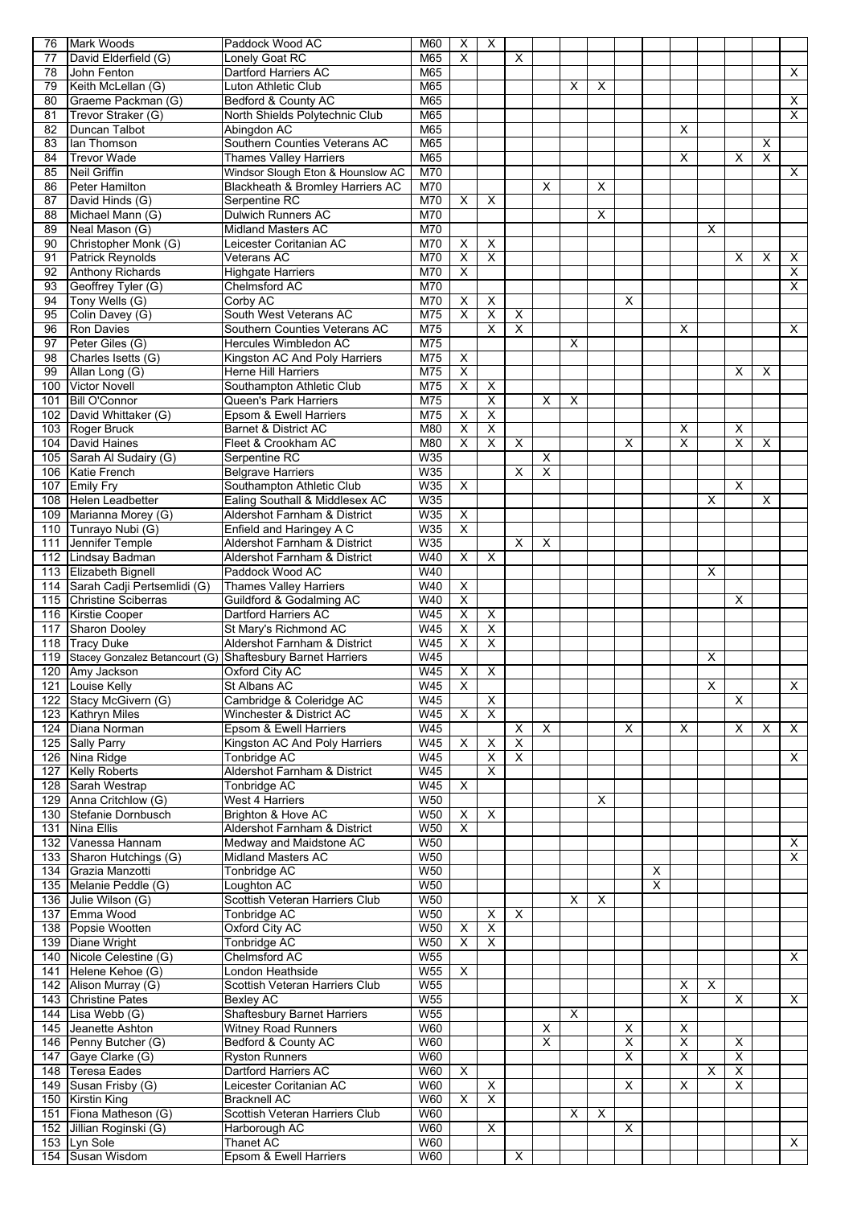| | | | | | | | | | | | | | | | | |
|---|---|---|---|---|---|---|---|---|---|---|---|---|---|---|---|---|
| 76 | Mark Woods | Paddock Wood AC | M60 | X | X | | | | | | | | | | | |
| 77 | David Elderfield (G) | Lonely Goat RC | M65 | X | | X | | | | | | | | | | |
| 78 | John Fenton | Dartford Harriers AC | M65 | | | | | | | | | | | | | X |
| 79 | Keith McLellan (G) | Luton Athletic Club | M65 | | | | | X | X | | | | | | | |
| 80 | Graeme Packman (G) | Bedford & County AC | M65 | | | | | | | | | | | | | X |
| 81 | Trevor Straker (G) | North Shields Polytechnic Club | M65 | | | | | | | | | | | | | X |
| 82 | Duncan Talbot | Abingdon AC | M65 | | | | | | | | | X | | | | |
| 83 | Ian Thomson | Southern Counties Veterans AC | M65 | | | | | | | | | | | | X | |
| 84 | Trevor Wade | Thames Valley Harriers | M65 | | | | | | | | | X | | X | X | |
| 85 | Neil Griffin | Windsor Slough Eton & Hounslow AC | M70 | | | | | | | | | | | | | X |
| 86 | Peter Hamilton | Blackheath & Bromley Harriers AC | M70 | | | | X | | X | | | | | | | |
| 87 | David Hinds (G) | Serpentine RC | M70 | X | X | | | | | | | | | | | |
| 88 | Michael Mann (G) | Dulwich Runners AC | M70 | | | | | | X | | | | | | | |
| 89 | Neal Mason (G) | Midland Masters AC | M70 | | | | | | | | | | X | | | |
| 90 | Christopher Monk (G) | Leicester Coritanian AC | M70 | X | X | | | | | | | | | | | |
| 91 | Patrick Reynolds | Veterans AC | M70 | X | X | | | | | | | | | X | X | X |
| 92 | Anthony Richards | Highgate Harriers | M70 | X | | | | | | | | | | | | X |
| 93 | Geoffrey Tyler (G) | Chelmsford AC | M70 | | | | | | | | | | | | | X |
| 94 | Tony Wells (G) | Corby AC | M70 | X | X | | | | | X | | | | | | |
| 95 | Colin Davey (G) | South West Veterans AC | M75 | X | X | X | | | | | | | | | | |
| 96 | Ron Davies | Southern Counties Veterans AC | M75 | | X | X | | | | | | X | | | | X |
| 97 | Peter Giles (G) | Hercules Wimbledon AC | M75 | | | | | X | | | | | | | | |
| 98 | Charles Isetts (G) | Kingston AC And Poly Harriers | M75 | X | | | | | | | | | | | | |
| 99 | Allan Long (G) | Herne Hill Harriers | M75 | X | | | | | | | | | | X | X | |
| 100 | Victor Novell | Southampton Athletic Club | M75 | X | X | | | | | | | | | | | |
| 101 | Bill O'Connor | Queen's Park Harriers | M75 | | X | | X | X | | | | | | | | |
| 102 | David Whittaker (G) | Epsom & Ewell Harriers | M75 | X | X | | | | | | | | | | | |
| 103 | Roger Bruck | Barnet & District AC | M80 | X | X | | | | | | | X | | X | | |
| 104 | David Haines | Fleet & Crookham AC | M80 | X | X | X | | | | X | | X | | X | X | |
| 105 | Sarah Al Sudairy (G) | Serpentine RC | W35 | | | | X | | | | | | | | | |
| 106 | Katie French | Belgrave Harriers | W35 | | | X | X | | | | | | | | | |
| 107 | Emily Fry | Southampton Athletic Club | W35 | X | | | | | | | | | | X | | |
| 108 | Helen Leadbetter | Ealing Southall & Middlesex AC | W35 | | | | | | | | | | X | | X | |
| 109 | Marianna Morey (G) | Aldershot Farnham & District | W35 | X | | | | | | | | | | | | |
| 110 | Tunrayo Nubi (G) | Enfield and Haringey A C | W35 | X | | | | | | | | | | | | |
| 111 | Jennifer Temple | Aldershot Farnham & District | W35 | | | X | X | | | | | | | | | |
| 112 | Lindsay Badman | Aldershot Farnham & District | W40 | X | X | | | | | | | | | | | |
| 113 | Elizabeth Bignell | Paddock Wood AC | W40 | | | | | | | | | | X | | | |
| 114 | Sarah Cadji Pertsemlidi (G) | Thames Valley Harriers | W40 | X | | | | | | | | | | | | |
| 115 | Christine Sciberras | Guildford & Godalming AC | W40 | X | | | | | | | | | | X | | |
| 116 | Kirstie Cooper | Dartford Harriers AC | W45 | X | X | | | | | | | | | | | |
| 117 | Sharon Dooley | St Mary's Richmond AC | W45 | X | X | | | | | | | | | | | |
| 118 | Tracy Duke | Aldershot Farnham & District | W45 | X | X | | | | | | | | | | | |
| 119 | Stacey Gonzalez Betancourt (G) | Shaftesbury Barnet Harriers | W45 | | | | | | | | | | X | | | |
| 120 | Amy Jackson | Oxford City AC | W45 | X | X | | | | | | | | | | | |
| 121 | Louise Kelly | St Albans AC | W45 | X | | | | | | | | | X | | | X |
| 122 | Stacy McGivern (G) | Cambridge & Coleridge AC | W45 | | X | | | | | | | | | X | | |
| 123 | Kathryn Miles | Winchester & District AC | W45 | X | X | | | | | | | | | | | |
| 124 | Diana Norman | Epsom & Ewell Harriers | W45 | | | X | X | | | X | | X | | X | X | X |
| 125 | Sally Parry | Kingston AC And Poly Harriers | W45 | X | X | X | | | | | | | | | | |
| 126 | Nina Ridge | Tonbridge AC | W45 | | X | X | | | | | | | | | | X |
| 127 | Kelly Roberts | Aldershot Farnham & District | W45 | | X | | | | | | | | | | | |
| 128 | Sarah Westrap | Tonbridge AC | W45 | X | | | | | | | | | | | | |
| 129 | Anna Critchlow (G) | West 4 Harriers | W50 | | | | | | X | | | | | | | |
| 130 | Stefanie Dornbusch | Brighton & Hove AC | W50 | X | X | | | | | | | | | | | |
| 131 | Nina Ellis | Aldershot Farnham & District | W50 | X | | | | | | | | | | | | |
| 132 | Vanessa Hannam | Medway and Maidstone AC | W50 | | | | | | | | | | | | | X |
| 133 | Sharon Hutchings (G) | Midland Masters AC | W50 | | | | | | | | | | | | | X |
| 134 | Grazia Manzotti | Tonbridge AC | W50 | | | | | | | | X | | | | | |
| 135 | Melanie Peddle (G) | Loughton AC | W50 | | | | | | | | X | | | | | |
| 136 | Julie Wilson (G) | Scottish Veteran Harriers Club | W50 | | | | | X | X | | | | | | | |
| 137 | Emma Wood | Tonbridge AC | W50 | | X | X | | | | | | | | | | |
| 138 | Popsie Wootten | Oxford City AC | W50 | X | X | | | | | | | | | | | |
| 139 | Diane Wright | Tonbridge AC | W50 | X | X | | | | | | | | | | | |
| 140 | Nicole Celestine (G) | Chelmsford AC | W55 | | | | | | | | | | | | | X |
| 141 | Helene Kehoe (G) | London Heathside | W55 | X | | | | | | | | | | | | |
| 142 | Alison Murray (G) | Scottish Veteran Harriers Club | W55 | | | | | | | | | X | X | | | |
| 143 | Christine Pates | Bexley AC | W55 | | | | | | | | | X | | X | | X |
| 144 | Lisa Webb (G) | Shaftesbury Barnet Harriers | W55 | | | | | X | | | | | | | | |
| 145 | Jeanette Ashton | Witney Road Runners | W60 | | | | X | | | X | | X | | | | |
| 146 | Penny Butcher (G) | Bedford & County AC | W60 | | | | X | | | X | | X | | X | | |
| 147 | Gaye Clarke (G) | Ryston Runners | W60 | | | | | | | X | | X | | X | | |
| 148 | Teresa Eades | Dartford Harriers AC | W60 | X | | | | | | | | | X | X | | |
| 149 | Susan Frisby (G) | Leicester Coritanian AC | W60 | | X | | | | | X | | X | | X | | |
| 150 | Kirstin King | Bracknell AC | W60 | X | X | | | | | | | | | | | |
| 151 | Fiona Matheson (G) | Scottish Veteran Harriers Club | W60 | | | | | X | X | | | | | | | |
| 152 | Jillian Roginski (G) | Harborough AC | W60 | | X | | | | | X | | | | | | |
| 153 | Lyn Sole | Thanet AC | W60 | | | | | | | | | | | | | X |
| 154 | Susan Wisdom | Epsom & Ewell Harriers | W60 | | | X | | | | | | | | | | |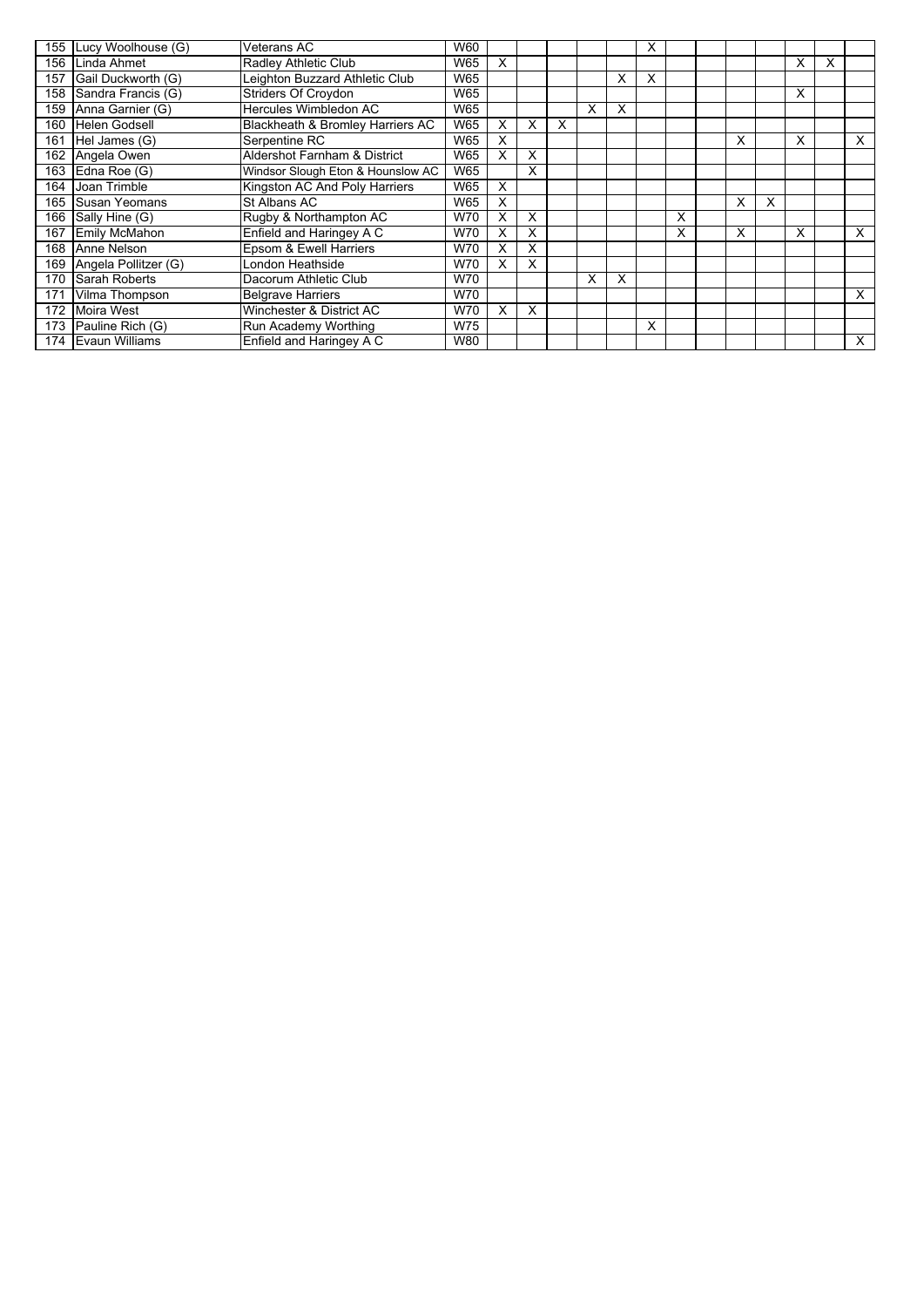| | | | | | | | | | | | | | | | | |
|---|---|---|---|---|---|---|---|---|---|---|---|---|---|---|---|---|
| 155 | Lucy Woolhouse (G) | Veterans AC | W60 | | | | | | X | | | | | | | |
| 156 | Linda Ahmet | Radley Athletic Club | W65 | X | | | | | | | | | | X | X | |
| 157 | Gail Duckworth (G) | Leighton Buzzard Athletic Club | W65 | | | | | X | X | | | | | | | |
| 158 | Sandra Francis (G) | Striders Of Croydon | W65 | | | | | | | | | | | X | | |
| 159 | Anna Garnier (G) | Hercules Wimbledon AC | W65 | | | | X | X | | | | | | | | |
| 160 | Helen Godsell | Blackheath & Bromley Harriers AC | W65 | X | X | X | | | | | | | | | | |
| 161 | Hel James (G) | Serpentine RC | W65 | X | | | | | | | | X | | X | | X |
| 162 | Angela Owen | Aldershot Farnham & District | W65 | X | X | | | | | | | | | | | |
| 163 | Edna Roe (G) | Windsor Slough Eton & Hounslow AC | W65 | | X | | | | | | | | | | | |
| 164 | Joan Trimble | Kingston AC And Poly Harriers | W65 | X | | | | | | | | | | | | |
| 165 | Susan Yeomans | St Albans AC | W65 | X | | | | | | | | X | X | | | |
| 166 | Sally Hine (G) | Rugby & Northampton AC | W70 | X | X | | | | | X | | | | | | |
| 167 | Emily McMahon | Enfield and Haringey A C | W70 | X | X | | | | | X | | X | | X | | X |
| 168 | Anne Nelson | Epsom & Ewell Harriers | W70 | X | X | | | | | | | | | | | |
| 169 | Angela Pollitzer (G) | London Heathside | W70 | X | X | | | | | | | | | | | |
| 170 | Sarah Roberts | Dacorum Athletic Club | W70 | | | | X | X | | | | | | | | |
| 171 | Vilma Thompson | Belgrave Harriers | W70 | | | | | | | | | | | | | X |
| 172 | Moira West | Winchester & District AC | W70 | X | X | | | | | | | | | | | |
| 173 | Pauline Rich (G) | Run Academy Worthing | W75 | | | | | | X | | | | | | | |
| 174 | Evaun Williams | Enfield and Haringey A C | W80 | | | | | | | | | | | | | X |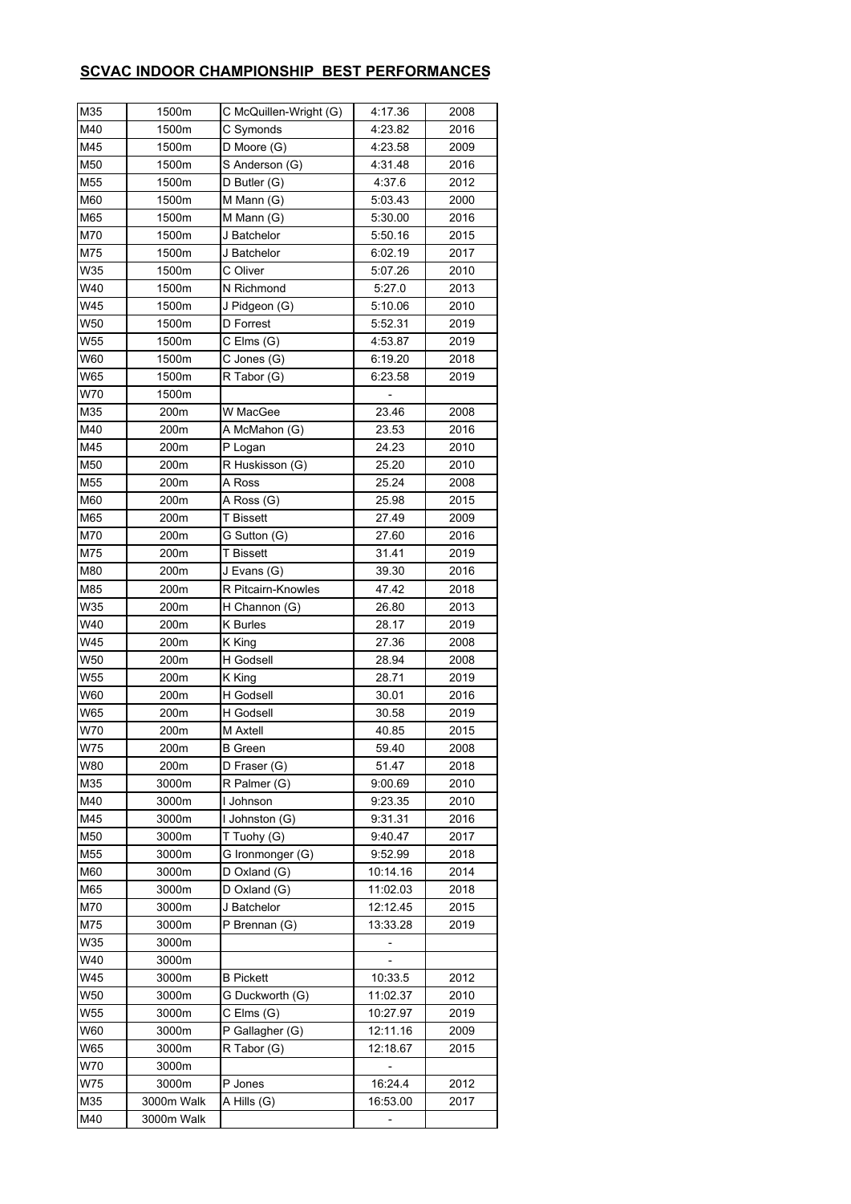## SCVAC INDOOR CHAMPIONSHIP BEST PERFORMANCES

| | | | | |
|---|---|---|---|---|
| M35 | 1500m | C McQuillen-Wright (G) | 4:17.36 | 2008 |
| M40 | 1500m | C Symonds | 4:23.82 | 2016 |
| M45 | 1500m | D Moore (G) | 4:23.58 | 2009 |
| M50 | 1500m | S Anderson (G) | 4:31.48 | 2016 |
| M55 | 1500m | D Butler (G) | 4:37.6 | 2012 |
| M60 | 1500m | M Mann (G) | 5:03.43 | 2000 |
| M65 | 1500m | M Mann (G) | 5:30.00 | 2016 |
| M70 | 1500m | J Batchelor | 5:50.16 | 2015 |
| M75 | 1500m | J Batchelor | 6:02.19 | 2017 |
| W35 | 1500m | C Oliver | 5:07.26 | 2010 |
| W40 | 1500m | N Richmond | 5:27.0 | 2013 |
| W45 | 1500m | J Pidgeon (G) | 5:10.06 | 2010 |
| W50 | 1500m | D Forrest | 5:52.31 | 2019 |
| W55 | 1500m | C Elms (G) | 4:53.87 | 2019 |
| W60 | 1500m | C Jones (G) | 6:19.20 | 2018 |
| W65 | 1500m | R Tabor (G) | 6:23.58 | 2019 |
| W70 | 1500m | | - | |
| M35 | 200m | W MacGee | 23.46 | 2008 |
| M40 | 200m | A McMahon (G) | 23.53 | 2016 |
| M45 | 200m | P Logan | 24.23 | 2010 |
| M50 | 200m | R Huskisson (G) | 25.20 | 2010 |
| M55 | 200m | A Ross | 25.24 | 2008 |
| M60 | 200m | A Ross (G) | 25.98 | 2015 |
| M65 | 200m | T Bissett | 27.49 | 2009 |
| M70 | 200m | G Sutton (G) | 27.60 | 2016 |
| M75 | 200m | T Bissett | 31.41 | 2019 |
| M80 | 200m | J Evans (G) | 39.30 | 2016 |
| M85 | 200m | R Pitcairn-Knowles | 47.42 | 2018 |
| W35 | 200m | H Channon (G) | 26.80 | 2013 |
| W40 | 200m | K Burles | 28.17 | 2019 |
| W45 | 200m | K King | 27.36 | 2008 |
| W50 | 200m | H Godsell | 28.94 | 2008 |
| W55 | 200m | K King | 28.71 | 2019 |
| W60 | 200m | H Godsell | 30.01 | 2016 |
| W65 | 200m | H Godsell | 30.58 | 2019 |
| W70 | 200m | M Axtell | 40.85 | 2015 |
| W75 | 200m | B Green | 59.40 | 2008 |
| W80 | 200m | D Fraser (G) | 51.47 | 2018 |
| M35 | 3000m | R Palmer (G) | 9:00.69 | 2010 |
| M40 | 3000m | I Johnson | 9:23.35 | 2010 |
| M45 | 3000m | I Johnston (G) | 9:31.31 | 2016 |
| M50 | 3000m | T Tuohy (G) | 9:40.47 | 2017 |
| M55 | 3000m | G Ironmonger (G) | 9:52.99 | 2018 |
| M60 | 3000m | D Oxland (G) | 10:14.16 | 2014 |
| M65 | 3000m | D Oxland (G) | 11:02.03 | 2018 |
| M70 | 3000m | J Batchelor | 12:12.45 | 2015 |
| M75 | 3000m | P Brennan (G) | 13:33.28 | 2019 |
| W35 | 3000m | | - | |
| W40 | 3000m | | - | |
| W45 | 3000m | B Pickett | 10:33.5 | 2012 |
| W50 | 3000m | G Duckworth (G) | 11:02.37 | 2010 |
| W55 | 3000m | C Elms (G) | 10:27.97 | 2019 |
| W60 | 3000m | P Gallagher (G) | 12:11.16 | 2009 |
| W65 | 3000m | R Tabor (G) | 12:18.67 | 2015 |
| W70 | 3000m | | - | |
| W75 | 3000m | P Jones | 16:24.4 | 2012 |
| M35 | 3000m Walk | A Hills (G) | 16:53.00 | 2017 |
| M40 | 3000m Walk | | - | |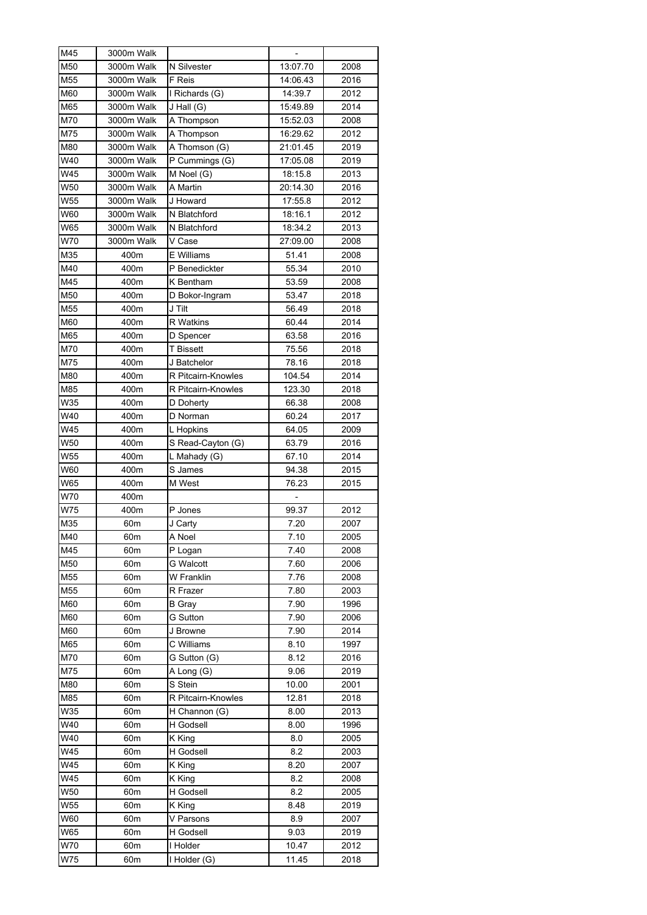| | | | | |
|---|---|---|---|---|
| M45 | 3000m Walk | | - | |
| M50 | 3000m Walk | N Silvester | 13:07.70 | 2008 |
| M55 | 3000m Walk | F Reis | 14:06.43 | 2016 |
| M60 | 3000m Walk | I Richards (G) | 14:39.7 | 2012 |
| M65 | 3000m Walk | J Hall (G) | 15:49.89 | 2014 |
| M70 | 3000m Walk | A Thompson | 15:52.03 | 2008 |
| M75 | 3000m Walk | A Thompson | 16:29.62 | 2012 |
| M80 | 3000m Walk | A Thomson (G) | 21:01.45 | 2019 |
| W40 | 3000m Walk | P Cummings (G) | 17:05.08 | 2019 |
| W45 | 3000m Walk | M Noel (G) | 18:15.8 | 2013 |
| W50 | 3000m Walk | A Martin | 20:14.30 | 2016 |
| W55 | 3000m Walk | J Howard | 17:55.8 | 2012 |
| W60 | 3000m Walk | N Blatchford | 18:16.1 | 2012 |
| W65 | 3000m Walk | N Blatchford | 18:34.2 | 2013 |
| W70 | 3000m Walk | V Case | 27:09.00 | 2008 |
| M35 | 400m | E Williams | 51.41 | 2008 |
| M40 | 400m | P Benedickter | 55.34 | 2010 |
| M45 | 400m | K Bentham | 53.59 | 2008 |
| M50 | 400m | D Bokor-Ingram | 53.47 | 2018 |
| M55 | 400m | J Tilt | 56.49 | 2018 |
| M60 | 400m | R Watkins | 60.44 | 2014 |
| M65 | 400m | D Spencer | 63.58 | 2016 |
| M70 | 400m | T Bissett | 75.56 | 2018 |
| M75 | 400m | J Batchelor | 78.16 | 2018 |
| M80 | 400m | R Pitcairn-Knowles | 104.54 | 2014 |
| M85 | 400m | R Pitcairn-Knowles | 123.30 | 2018 |
| W35 | 400m | D Doherty | 66.38 | 2008 |
| W40 | 400m | D Norman | 60.24 | 2017 |
| W45 | 400m | L Hopkins | 64.05 | 2009 |
| W50 | 400m | S Read-Cayton (G) | 63.79 | 2016 |
| W55 | 400m | L Mahady (G) | 67.10 | 2014 |
| W60 | 400m | S James | 94.38 | 2015 |
| W65 | 400m | M West | 76.23 | 2015 |
| W70 | 400m | | - | |
| W75 | 400m | P Jones | 99.37 | 2012 |
| M35 | 60m | J Carty | 7.20 | 2007 |
| M40 | 60m | A Noel | 7.10 | 2005 |
| M45 | 60m | P Logan | 7.40 | 2008 |
| M50 | 60m | G Walcott | 7.60 | 2006 |
| M55 | 60m | W Franklin | 7.76 | 2008 |
| M55 | 60m | R Frazer | 7.80 | 2003 |
| M60 | 60m | B Gray | 7.90 | 1996 |
| M60 | 60m | G Sutton | 7.90 | 2006 |
| M60 | 60m | J Browne | 7.90 | 2014 |
| M65 | 60m | C Williams | 8.10 | 1997 |
| M70 | 60m | G Sutton (G) | 8.12 | 2016 |
| M75 | 60m | A Long (G) | 9.06 | 2019 |
| M80 | 60m | S Stein | 10.00 | 2001 |
| M85 | 60m | R Pitcairn-Knowles | 12.81 | 2018 |
| W35 | 60m | H Channon (G) | 8.00 | 2013 |
| W40 | 60m | H Godsell | 8.00 | 1996 |
| W40 | 60m | K King | 8.0 | 2005 |
| W45 | 60m | H Godsell | 8.2 | 2003 |
| W45 | 60m | K King | 8.20 | 2007 |
| W45 | 60m | K King | 8.2 | 2008 |
| W50 | 60m | H Godsell | 8.2 | 2005 |
| W55 | 60m | K King | 8.48 | 2019 |
| W60 | 60m | V Parsons | 8.9 | 2007 |
| W65 | 60m | H Godsell | 9.03 | 2019 |
| W70 | 60m | I Holder | 10.47 | 2012 |
| W75 | 60m | I Holder (G) | 11.45 | 2018 |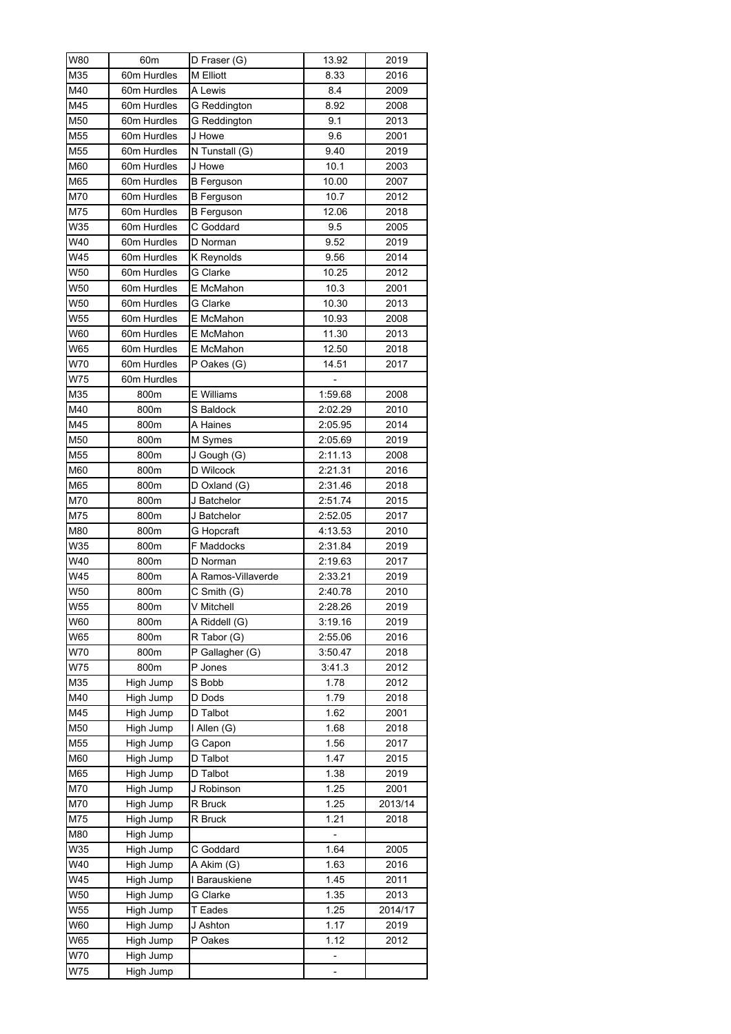| W80 | 60m | D Fraser (G) | 13.92 | 2019 |
|---|---|---|---|---|
| M35 | 60m Hurdles | M Elliott | 8.33 | 2016 |
| M40 | 60m Hurdles | A Lewis | 8.4 | 2009 |
| M45 | 60m Hurdles | G Reddington | 8.92 | 2008 |
| M50 | 60m Hurdles | G Reddington | 9.1 | 2013 |
| M55 | 60m Hurdles | J Howe | 9.6 | 2001 |
| M55 | 60m Hurdles | N Tunstall (G) | 9.40 | 2019 |
| M60 | 60m Hurdles | J Howe | 10.1 | 2003 |
| M65 | 60m Hurdles | B Ferguson | 10.00 | 2007 |
| M70 | 60m Hurdles | B Ferguson | 10.7 | 2012 |
| M75 | 60m Hurdles | B Ferguson | 12.06 | 2018 |
| W35 | 60m Hurdles | C Goddard | 9.5 | 2005 |
| W40 | 60m Hurdles | D Norman | 9.52 | 2019 |
| W45 | 60m Hurdles | K Reynolds | 9.56 | 2014 |
| W50 | 60m Hurdles | G Clarke | 10.25 | 2012 |
| W50 | 60m Hurdles | E McMahon | 10.3 | 2001 |
| W50 | 60m Hurdles | G Clarke | 10.30 | 2013 |
| W55 | 60m Hurdles | E McMahon | 10.93 | 2008 |
| W60 | 60m Hurdles | E McMahon | 11.30 | 2013 |
| W65 | 60m Hurdles | E McMahon | 12.50 | 2018 |
| W70 | 60m Hurdles | P Oakes (G) | 14.51 | 2017 |
| W75 | 60m Hurdles | | - | |
| M35 | 800m | E Williams | 1:59.68 | 2008 |
| M40 | 800m | S Baldock | 2:02.29 | 2010 |
| M45 | 800m | A Haines | 2:05.95 | 2014 |
| M50 | 800m | M Symes | 2:05.69 | 2019 |
| M55 | 800m | J Gough (G) | 2:11.13 | 2008 |
| M60 | 800m | D Wilcock | 2:21.31 | 2016 |
| M65 | 800m | D Oxland (G) | 2:31.46 | 2018 |
| M70 | 800m | J Batchelor | 2:51.74 | 2015 |
| M75 | 800m | J Batchelor | 2:52.05 | 2017 |
| M80 | 800m | G Hopcraft | 4:13.53 | 2010 |
| W35 | 800m | F Maddocks | 2:31.84 | 2019 |
| W40 | 800m | D Norman | 2:19.63 | 2017 |
| W45 | 800m | A Ramos-Villaverde | 2:33.21 | 2019 |
| W50 | 800m | C Smith (G) | 2:40.78 | 2010 |
| W55 | 800m | V Mitchell | 2:28.26 | 2019 |
| W60 | 800m | A Riddell (G) | 3:19.16 | 2019 |
| W65 | 800m | R Tabor (G) | 2:55.06 | 2016 |
| W70 | 800m | P Gallagher (G) | 3:50.47 | 2018 |
| W75 | 800m | P Jones | 3:41.3 | 2012 |
| M35 | High Jump | S Bobb | 1.78 | 2012 |
| M40 | High Jump | D Dods | 1.79 | 2018 |
| M45 | High Jump | D Talbot | 1.62 | 2001 |
| M50 | High Jump | I Allen (G) | 1.68 | 2018 |
| M55 | High Jump | G Capon | 1.56 | 2017 |
| M60 | High Jump | D Talbot | 1.47 | 2015 |
| M65 | High Jump | D Talbot | 1.38 | 2019 |
| M70 | High Jump | J Robinson | 1.25 | 2001 |
| M70 | High Jump | R Bruck | 1.25 | 2013/14 |
| M75 | High Jump | R Bruck | 1.21 | 2018 |
| M80 | High Jump | | - | |
| W35 | High Jump | C Goddard | 1.64 | 2005 |
| W40 | High Jump | A Akim (G) | 1.63 | 2016 |
| W45 | High Jump | I Barauskiene | 1.45 | 2011 |
| W50 | High Jump | G Clarke | 1.35 | 2013 |
| W55 | High Jump | T Eades | 1.25 | 2014/17 |
| W60 | High Jump | J Ashton | 1.17 | 2019 |
| W65 | High Jump | P Oakes | 1.12 | 2012 |
| W70 | High Jump | | - | |
| W75 | High Jump | | - | |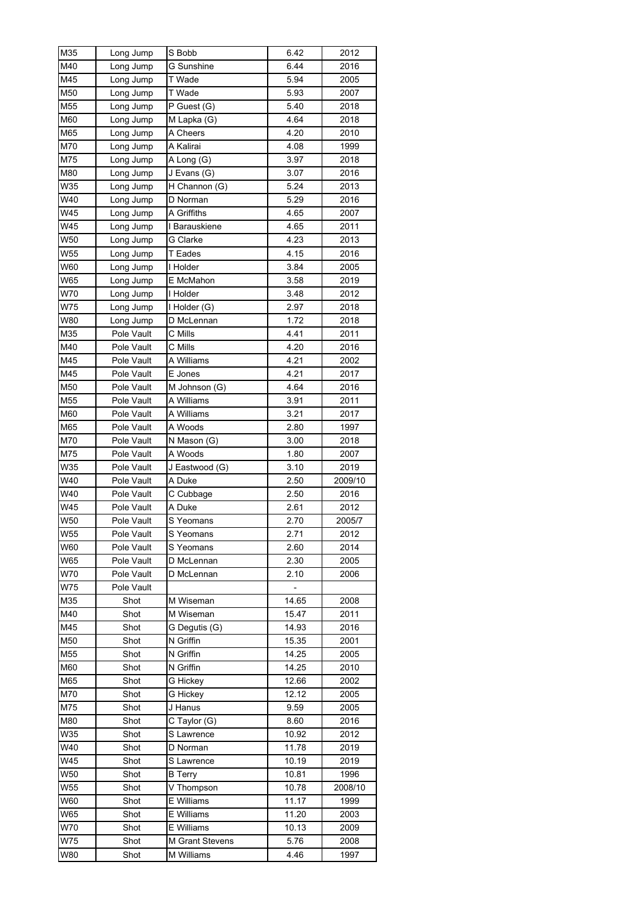| M35 | Long Jump | S Bobb | 6.42 | 2012 |
|---|---|---|---|---|
| M40 | Long Jump | G Sunshine | 6.44 | 2016 |
| M45 | Long Jump | T Wade | 5.94 | 2005 |
| M50 | Long Jump | T Wade | 5.93 | 2007 |
| M55 | Long Jump | P Guest (G) | 5.40 | 2018 |
| M60 | Long Jump | M Lapka (G) | 4.64 | 2018 |
| M65 | Long Jump | A Cheers | 4.20 | 2010 |
| M70 | Long Jump | A Kalirai | 4.08 | 1999 |
| M75 | Long Jump | A Long (G) | 3.97 | 2018 |
| M80 | Long Jump | J Evans (G) | 3.07 | 2016 |
| W35 | Long Jump | H Channon (G) | 5.24 | 2013 |
| W40 | Long Jump | D Norman | 5.29 | 2016 |
| W45 | Long Jump | A Griffiths | 4.65 | 2007 |
| W45 | Long Jump | I Barauskiene | 4.65 | 2011 |
| W50 | Long Jump | G Clarke | 4.23 | 2013 |
| W55 | Long Jump | T Eades | 4.15 | 2016 |
| W60 | Long Jump | I Holder | 3.84 | 2005 |
| W65 | Long Jump | E McMahon | 3.58 | 2019 |
| W70 | Long Jump | I Holder | 3.48 | 2012 |
| W75 | Long Jump | I Holder (G) | 2.97 | 2018 |
| W80 | Long Jump | D McLennan | 1.72 | 2018 |
| M35 | Pole Vault | C Mills | 4.41 | 2011 |
| M40 | Pole Vault | C Mills | 4.20 | 2016 |
| M45 | Pole Vault | A Williams | 4.21 | 2002 |
| M45 | Pole Vault | E Jones | 4.21 | 2017 |
| M50 | Pole Vault | M Johnson (G) | 4.64 | 2016 |
| M55 | Pole Vault | A Williams | 3.91 | 2011 |
| M60 | Pole Vault | A Williams | 3.21 | 2017 |
| M65 | Pole Vault | A Woods | 2.80 | 1997 |
| M70 | Pole Vault | N Mason (G) | 3.00 | 2018 |
| M75 | Pole Vault | A Woods | 1.80 | 2007 |
| W35 | Pole Vault | J Eastwood (G) | 3.10 | 2019 |
| W40 | Pole Vault | A Duke | 2.50 | 2009/10 |
| W40 | Pole Vault | C Cubbage | 2.50 | 2016 |
| W45 | Pole Vault | A Duke | 2.61 | 2012 |
| W50 | Pole Vault | S Yeomans | 2.70 | 2005/7 |
| W55 | Pole Vault | S Yeomans | 2.71 | 2012 |
| W60 | Pole Vault | S Yeomans | 2.60 | 2014 |
| W65 | Pole Vault | D McLennan | 2.30 | 2005 |
| W70 | Pole Vault | D McLennan | 2.10 | 2006 |
| W75 | Pole Vault | | - | |
| M35 | Shot | M Wiseman | 14.65 | 2008 |
| M40 | Shot | M Wiseman | 15.47 | 2011 |
| M45 | Shot | G Degutis (G) | 14.93 | 2016 |
| M50 | Shot | N Griffin | 15.35 | 2001 |
| M55 | Shot | N Griffin | 14.25 | 2005 |
| M60 | Shot | N Griffin | 14.25 | 2010 |
| M65 | Shot | G Hickey | 12.66 | 2002 |
| M70 | Shot | G Hickey | 12.12 | 2005 |
| M75 | Shot | J Hanus | 9.59 | 2005 |
| M80 | Shot | C Taylor (G) | 8.60 | 2016 |
| W35 | Shot | S Lawrence | 10.92 | 2012 |
| W40 | Shot | D Norman | 11.78 | 2019 |
| W45 | Shot | S Lawrence | 10.19 | 2019 |
| W50 | Shot | B Terry | 10.81 | 1996 |
| W55 | Shot | V Thompson | 10.78 | 2008/10 |
| W60 | Shot | E Williams | 11.17 | 1999 |
| W65 | Shot | E Williams | 11.20 | 2003 |
| W70 | Shot | E Williams | 10.13 | 2009 |
| W75 | Shot | M Grant Stevens | 5.76 | 2008 |
| W80 | Shot | M Williams | 4.46 | 1997 |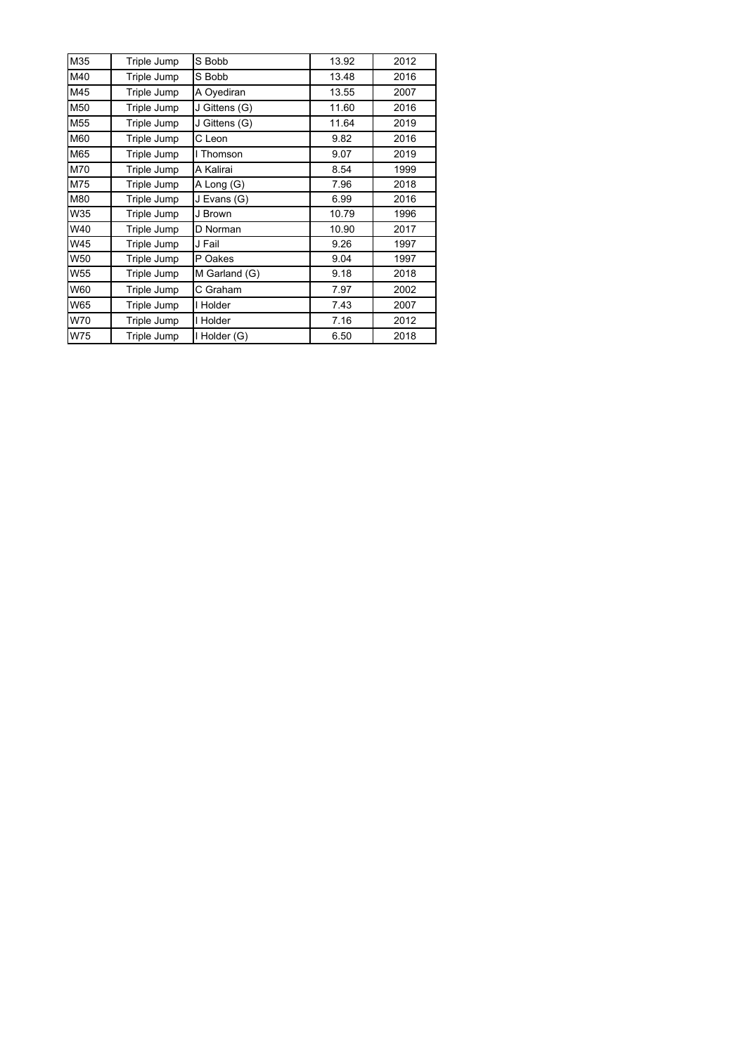| M35 | Triple Jump | S Bobb | 13.92 | 2012 |
|---|---|---|---|---|
| M40 | Triple Jump | S Bobb | 13.48 | 2016 |
| M45 | Triple Jump | A Oyediran | 13.55 | 2007 |
| M50 | Triple Jump | J Gittens (G) | 11.60 | 2016 |
| M55 | Triple Jump | J Gittens (G) | 11.64 | 2019 |
| M60 | Triple Jump | C Leon | 9.82 | 2016 |
| M65 | Triple Jump | I Thomson | 9.07 | 2019 |
| M70 | Triple Jump | A Kalirai | 8.54 | 1999 |
| M75 | Triple Jump | A Long (G) | 7.96 | 2018 |
| M80 | Triple Jump | J Evans (G) | 6.99 | 2016 |
| W35 | Triple Jump | J Brown | 10.79 | 1996 |
| W40 | Triple Jump | D Norman | 10.90 | 2017 |
| W45 | Triple Jump | J Fail | 9.26 | 1997 |
| W50 | Triple Jump | P Oakes | 9.04 | 1997 |
| W55 | Triple Jump | M Garland (G) | 9.18 | 2018 |
| W60 | Triple Jump | C Graham | 7.97 | 2002 |
| W65 | Triple Jump | I Holder | 7.43 | 2007 |
| W70 | Triple Jump | I Holder | 7.16 | 2012 |
| W75 | Triple Jump | I Holder (G) | 6.50 | 2018 |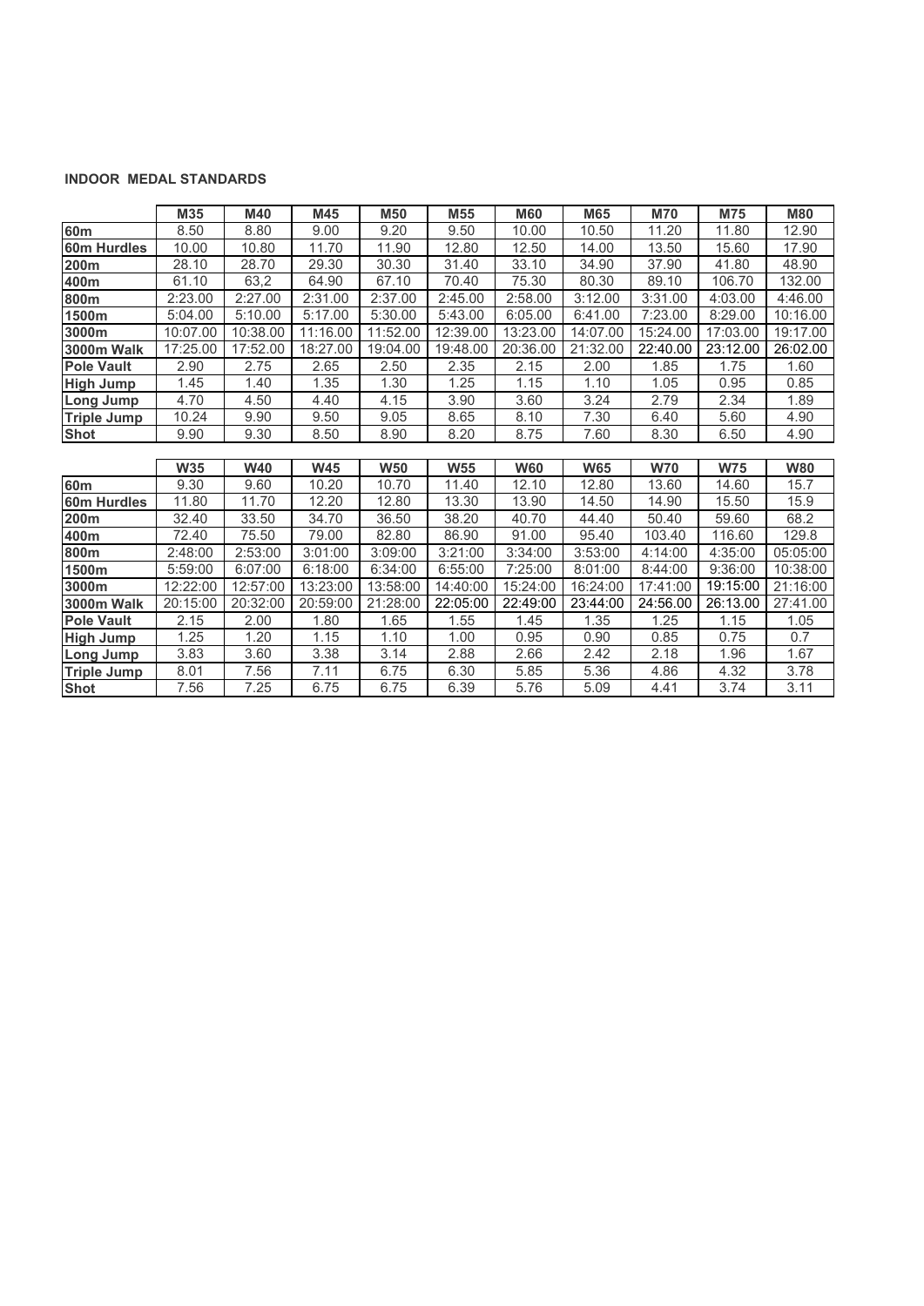**INDOOR MEDAL STANDARDS**

| | M35 | M40 | M45 | M50 | M55 | M60 | M65 | M70 | M75 | M80 |
|---|---|---|---|---|---|---|---|---|---|---|
| 60m | 8.50 | 8.80 | 9.00 | 9.20 | 9.50 | 10.00 | 10.50 | 11.20 | 11.80 | 12.90 |
| 60m Hurdles | 10.00 | 10.80 | 11.70 | 11.90 | 12.80 | 12.50 | 14.00 | 13.50 | 15.60 | 17.90 |
| 200m | 28.10 | 28.70 | 29.30 | 30.30 | 31.40 | 33.10 | 34.90 | 37.90 | 41.80 | 48.90 |
| 400m | 61.10 | 63,2 | 64.90 | 67.10 | 70.40 | 75.30 | 80.30 | 89.10 | 106.70 | 132.00 |
| 800m | 2:23.00 | 2:27.00 | 2:31.00 | 2:37.00 | 2:45.00 | 2:58.00 | 3:12.00 | 3:31.00 | 4:03.00 | 4:46.00 |
| 1500m | 5:04.00 | 5:10.00 | 5:17.00 | 5:30.00 | 5:43.00 | 6:05.00 | 6:41.00 | 7:23.00 | 8:29.00 | 10:16.00 |
| 3000m | 10:07.00 | 10:38.00 | 11:16.00 | 11:52.00 | 12:39.00 | 13:23.00 | 14:07.00 | 15:24.00 | 17:03.00 | 19:17.00 |
| 3000m Walk | 17:25.00 | 17:52.00 | 18:27.00 | 19:04.00 | 19:48.00 | 20:36.00 | 21:32.00 | 22:40.00 | 23:12.00 | 26:02.00 |
| Pole Vault | 2.90 | 2.75 | 2.65 | 2.50 | 2.35 | 2.15 | 2.00 | 1.85 | 1.75 | 1.60 |
| High Jump | 1.45 | 1.40 | 1.35 | 1.30 | 1.25 | 1.15 | 1.10 | 1.05 | 0.95 | 0.85 |
| Long Jump | 4.70 | 4.50 | 4.40 | 4.15 | 3.90 | 3.60 | 3.24 | 2.79 | 2.34 | 1.89 |
| Triple Jump | 10.24 | 9.90 | 9.50 | 9.05 | 8.65 | 8.10 | 7.30 | 6.40 | 5.60 | 4.90 |
| Shot | 9.90 | 9.30 | 8.50 | 8.90 | 8.20 | 8.75 | 7.60 | 8.30 | 6.50 | 4.90 |

| | W35 | W40 | W45 | W50 | W55 | W60 | W65 | W70 | W75 | W80 |
|---|---|---|---|---|---|---|---|---|---|---|
| 60m | 9.30 | 9.60 | 10.20 | 10.70 | 11.40 | 12.10 | 12.80 | 13.60 | 14.60 | 15.7 |
| 60m Hurdles | 11.80 | 11.70 | 12.20 | 12.80 | 13.30 | 13.90 | 14.50 | 14.90 | 15.50 | 15.9 |
| 200m | 32.40 | 33.50 | 34.70 | 36.50 | 38.20 | 40.70 | 44.40 | 50.40 | 59.60 | 68.2 |
| 400m | 72.40 | 75.50 | 79.00 | 82.80 | 86.90 | 91.00 | 95.40 | 103.40 | 116.60 | 129.8 |
| 800m | 2:48:00 | 2:53:00 | 3:01:00 | 3:09:00 | 3:21:00 | 3:34:00 | 3:53:00 | 4:14:00 | 4:35:00 | 05:05:00 |
| 1500m | 5:59:00 | 6:07:00 | 6:18:00 | 6:34:00 | 6:55:00 | 7:25:00 | 8:01:00 | 8:44:00 | 9:36:00 | 10:38:00 |
| 3000m | 12:22:00 | 12:57:00 | 13:23:00 | 13:58:00 | 14:40:00 | 15:24:00 | 16:24:00 | 17:41:00 | 19:15:00 | 21:16:00 |
| 3000m Walk | 20:15:00 | 20:32:00 | 20:59:00 | 21:28:00 | 22:05:00 | 22:49:00 | 23:44:00 | 24:56.00 | 26:13.00 | 27:41.00 |
| Pole Vault | 2.15 | 2.00 | 1.80 | 1.65 | 1.55 | 1.45 | 1.35 | 1.25 | 1.15 | 1.05 |
| High Jump | 1.25 | 1.20 | 1.15 | 1.10 | 1.00 | 0.95 | 0.90 | 0.85 | 0.75 | 0.7 |
| Long Jump | 3.83 | 3.60 | 3.38 | 3.14 | 2.88 | 2.66 | 2.42 | 2.18 | 1.96 | 1.67 |
| Triple Jump | 8.01 | 7.56 | 7.11 | 6.75 | 6.30 | 5.85 | 5.36 | 4.86 | 4.32 | 3.78 |
| Shot | 7.56 | 7.25 | 6.75 | 6.75 | 6.39 | 5.76 | 5.09 | 4.41 | 3.74 | 3.11 |